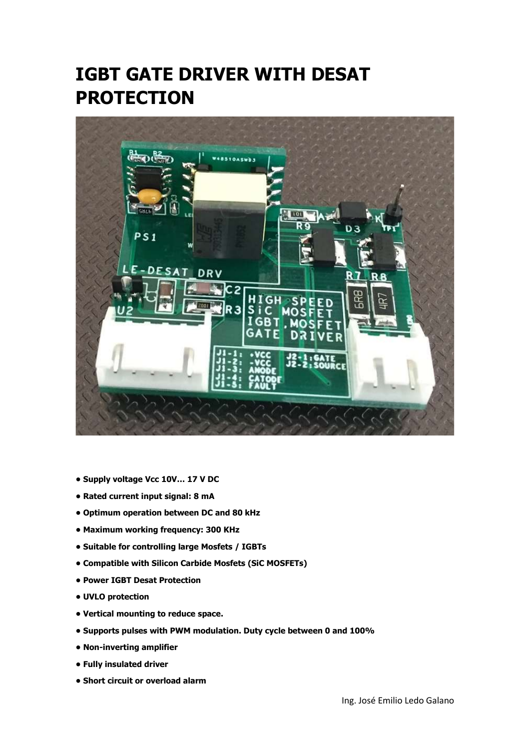# IGBT GATE DRIVER WITH DESAT PROTECTION

- **Supply voltage Vcc 10V... 17 V DC**
- **Rated current input signal: 8 mA**
- **Optimum operation between DC and 80 kHz**
- **Maximum working frequency: 300 KHz**
- **Suitable for controlling large Mosfets / IGBTs**
- **Compatible with Silicon Carbide Mosfets (SiC MOSFETs)**
- **Power IGBT Desat Protection**
- **UVLO protection**
- **Vertical mounting to reduce space.**
- **Supports pulses with PWM modulation. Duty cycle between 0 and 100%**
- **Non-inverting amplifier**
- **Fully insulated driver**
- **Short circuit or overload alarm**

Ing. José Emilio Ledo Galano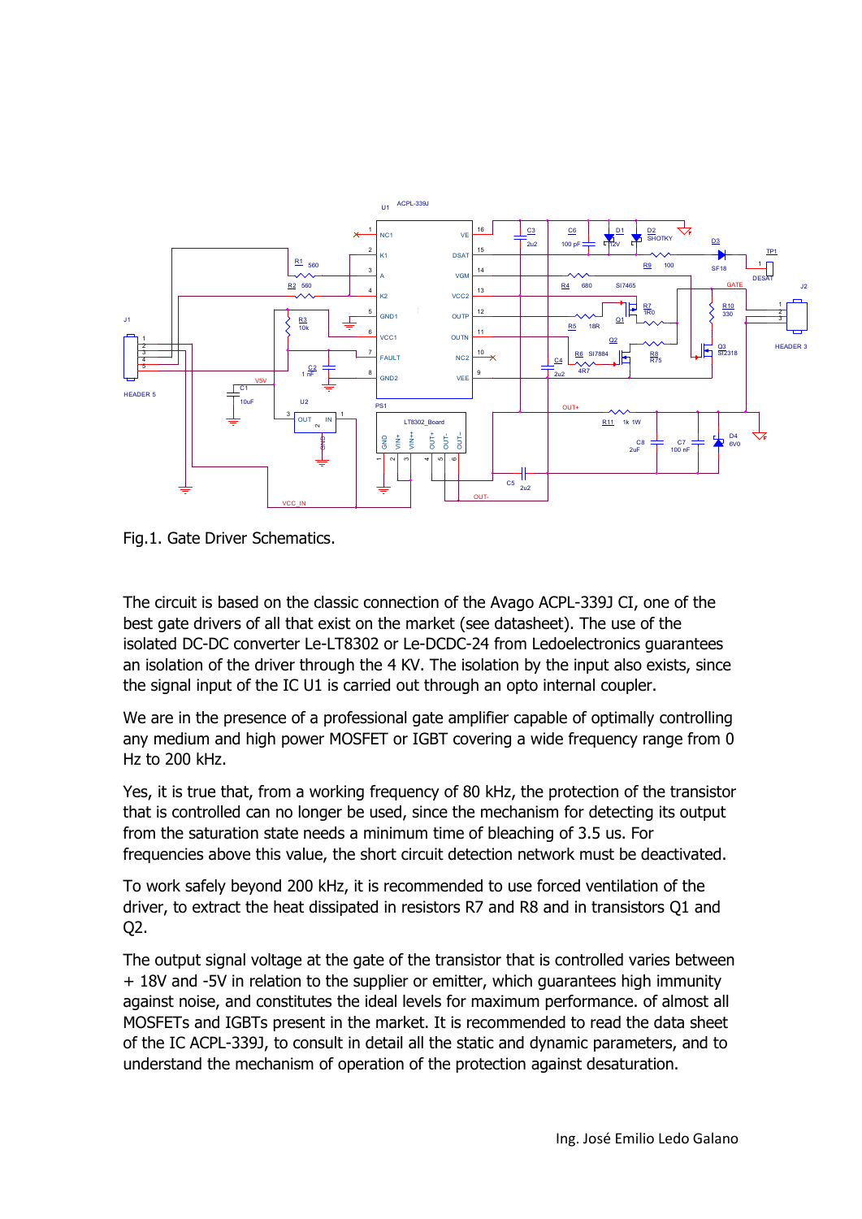Fig.1. Gate Driver Schematics.

The circuit is based on the classic connection of the Avago ACPL-339J CI, one of the best gate drivers of all that exist on the market (see datasheet). The use of the isolated DC-DC converter Le-LT8302 or Le-DCDC-24 from Ledoelectronics guarantees an isolation of the driver through the 4 KV. The isolation by the input also exists, since the signal input of the IC U1 is carried out through an opto internal coupler.

We are in the presence of a professional gate amplifier capable of optimally controlling any medium and high power MOSFET or IGBT covering a wide frequency range from 0 Hz to 200 kHz.

Yes, it is true that, from a working frequency of 80 kHz, the protection of the transistor that is controlled can no longer be used, since the mechanism for detecting its output from the saturation state needs a minimum time of bleaching of 3.5 us. For frequencies above this value, the short circuit detection network must be deactivated.

To work safely beyond 200 kHz, it is recommended to use forced ventilation of the driver, to extract the heat dissipated in resistors R7 and R8 and in transistors Q1 and Q2.

The output signal voltage at the gate of the transistor that is controlled varies between + 18V and -5V in relation to the supplier or emitter, which guarantees high immunity against noise, and constitutes the ideal levels for maximum performance. of almost all MOSFETs and IGBTs present in the market. It is recommended to read the data sheet of the IC ACPL-339J, to consult in detail all the static and dynamic parameters, and to understand the mechanism of operation of the protection against desaturation.

Ing. José Emilio Ledo Galano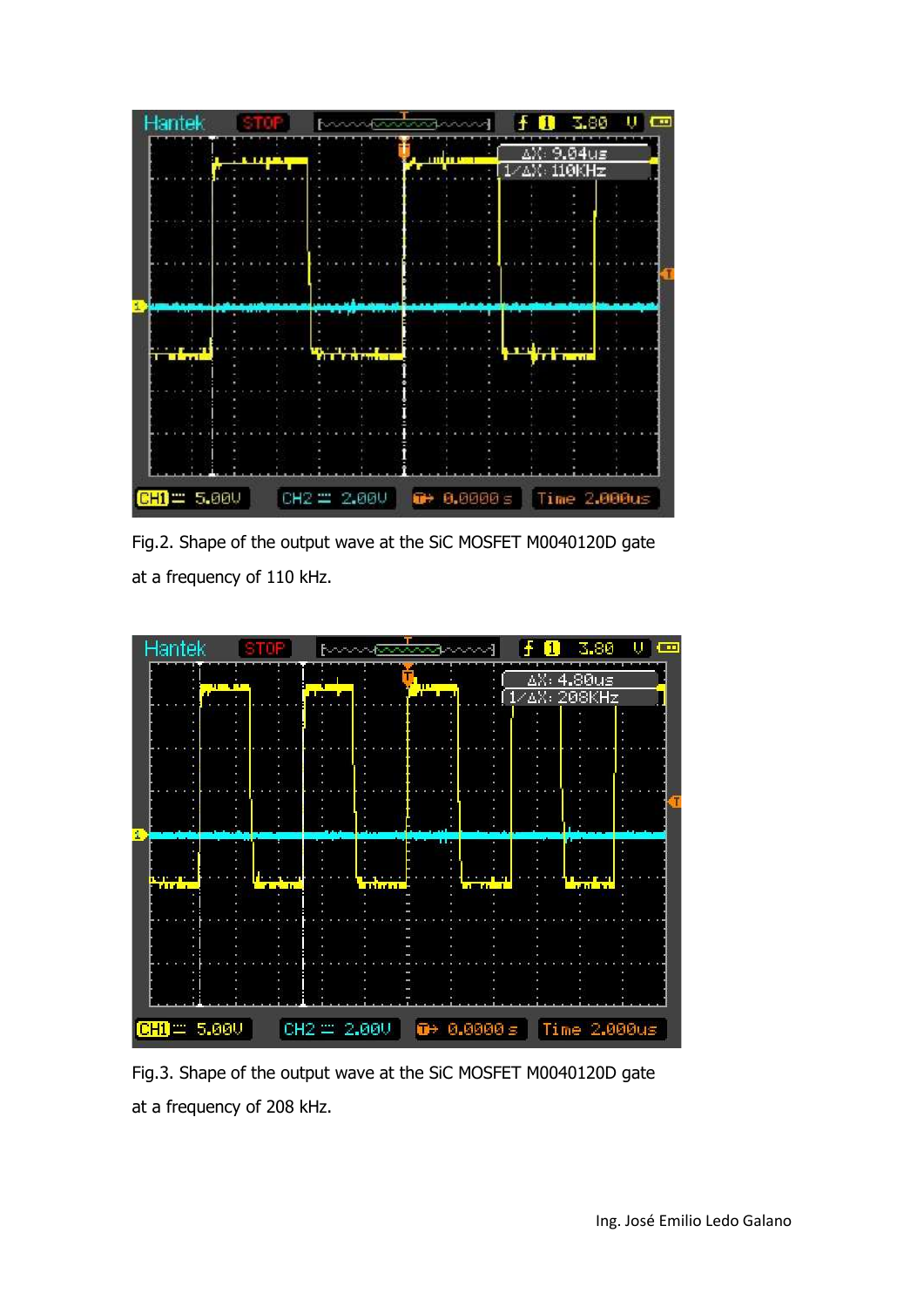Fig.2. Shape of the output wave at the SiC MOSFET M0040120D gate at a frequency of 110 kHz.

Fig.3. Shape of the output wave at the SiC MOSFET M0040120D gate at a frequency of 208 kHz.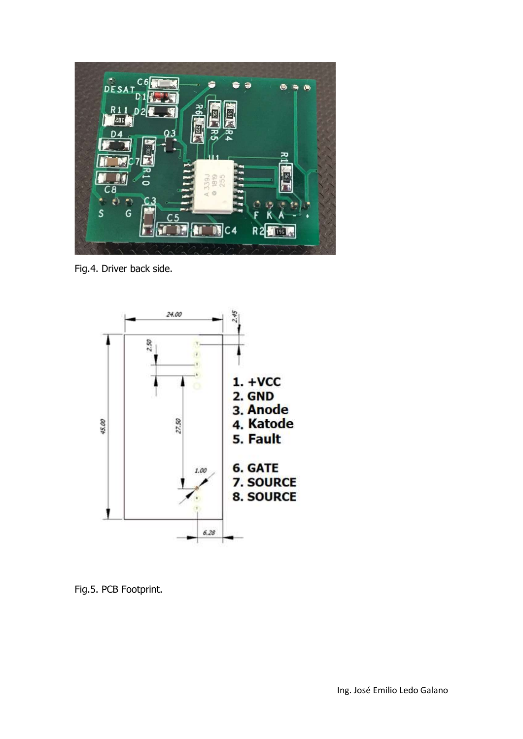Fig.4. Driver back side.

24.00

2.45

2.50

45.00

27.50

1.00

6.28

1. +VCC
2. GND
3. Anode
4. Katode
5. Fault

6. GATE
7. SOURCE
8. SOURCE

Fig.5. PCB Footprint.